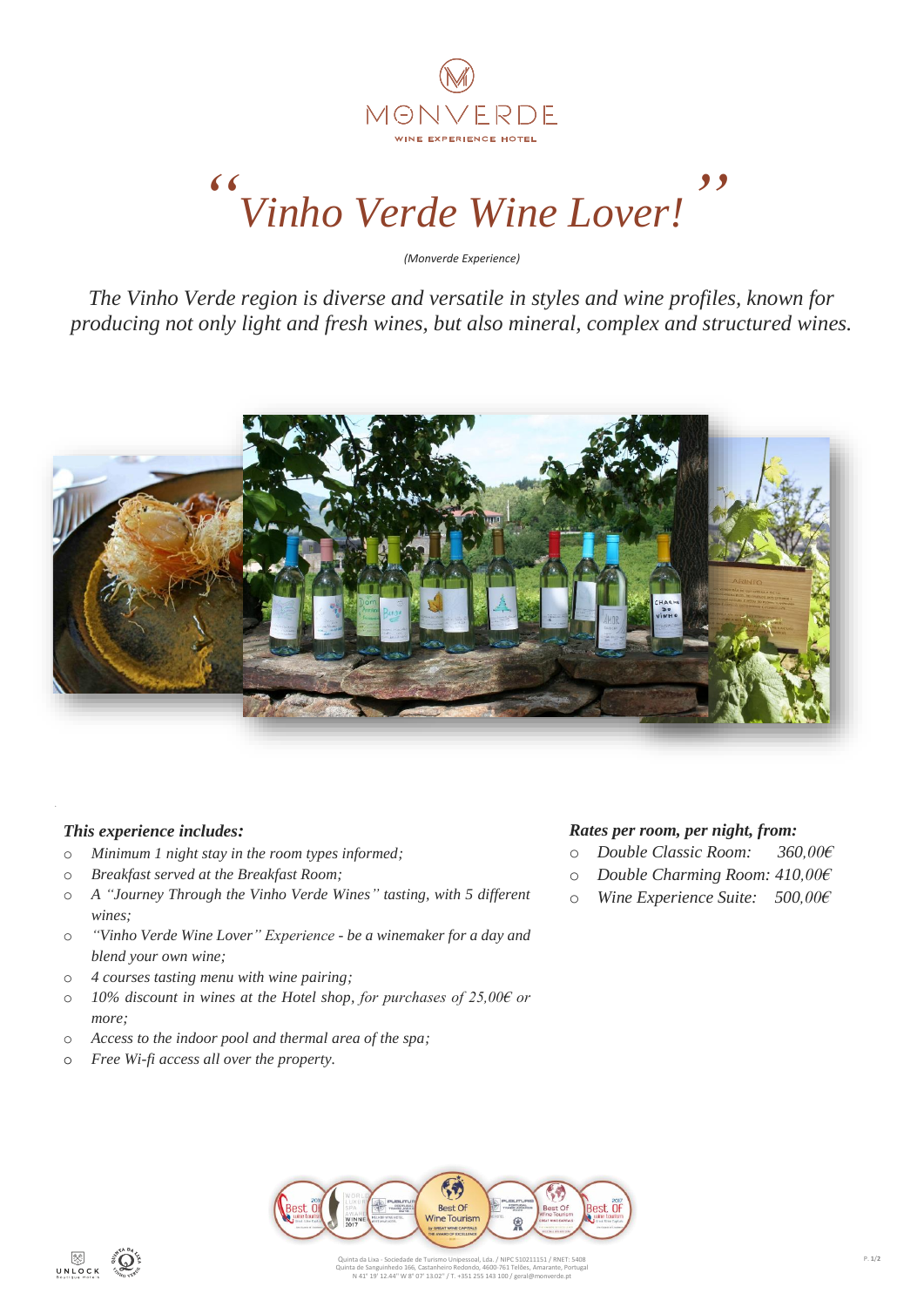MONVERDE
WINE EXPERIENCE HOTEL

# *"Vinho Verde Wine Lover!"*

*(Monverde Experience)*

*The Vinho Verde region is diverse and versatile in styles and wine profiles, known for producing not only light and fresh wines, but also mineral, complex and structured wines.*

### *This experience includes:*

- *Minimum 1 night stay in the room types informed;*
- *Breakfast served at the Breakfast Room;*
- *A "Journey Through the Vinho Verde Wines" tasting, with 5 different wines;*
- *"Vinho Verde Wine Lover" Experience - be a winemaker for a day and blend your own wine;*
- *4 courses tasting menu with wine pairing;*
- *10% discount in wines at the Hotel shop, for purchases of 25,00€ or more;*
- *Access to the indoor pool and thermal area of the spa;*
- *Free Wi-fi access all over the property.*

### *Rates per room, per night, from:*

- *Double Classic Room: 360,00€*
- *Double Charming Room: 410,00€*
- *Wine Experience Suite: 500,00€*

Quinta da Lixa - Sociedade de Turismo Unipessoal, Lda. / NIPC 510211151 / RNET: 5408
Quinta de Sanguinhedo 166, Castanheiro Redondo, 4600-761 Telões, Amarante, Portugal
N 41° 19' 12.44" W 8° 07' 13.02" / T. +351 255 143 100 / geral@monverde.pt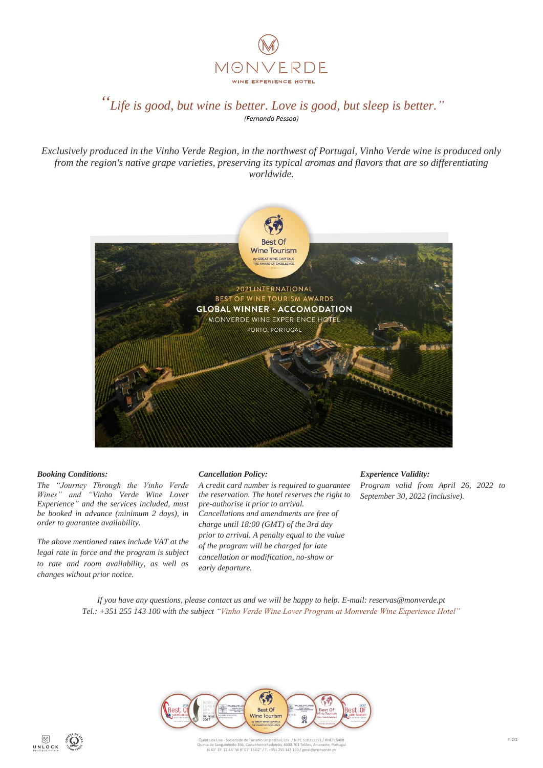# MONVERDE

WINE EXPERIENCE HOTEL

*"Life is good, but wine is better. Love is good, but sleep is better."*

*(Fernando Pessoa)*

*Exclusively produced in the Vinho Verde Region, in the northwest of Portugal, Vinho Verde wine is produced only from the region's native grape varieties, preserving its typical aromas and flavors that are so differentiating worldwide.*

Best Of Wine Tourism
by GREAT WINE CAPITALS
THE AWARD OF EXCELLENCE

2021 INTERNATIONAL
BEST OF WINE TOURISM AWARDS
**GLOBAL WINNER • ACCOMODATION**
MONVERDE WINE EXPERIENCE HOTEL
PORTO, PORTUGAL

***Booking Conditions:***

*The "Journey Through the Vinho Verde Wines" and "Vinho Verde Wine Lover Experience" and the services included, must be booked in advance (minimum 2 days), in order to guarantee availability.*

*The above mentioned rates include VAT at the legal rate in force and the program is subject to rate and room availability, as well as changes without prior notice.*

***Cancellation Policy:***

*A credit card number is required to guarantee the reservation. The hotel reserves the right to pre-authorise it prior to arrival. Cancellations and amendments are free of charge until 18:00 (GMT) of the 3rd day prior to arrival. A penalty equal to the value of the program will be charged for late cancellation or modification, no-show or early departure.*

***Experience Validity:***

*Program valid from April 26, 2022 to September 30, 2022 (inclusive).*

*If you have any questions, please contact us and we will be happy to help. E-mail: reservas@monverde.pt Tel.: +351 255 143 100 with the subject "Vinho Verde Wine Lover Program at Monverde Wine Experience Hotel"*

Quinta da Lixa - Sociedade de Turismo Unipessoal, Lda. / NIPC 510211151 / RNET: 5408
Quinta de Sanguinhedo 166, Castanheiro Redondo, 4600-761 Telões, Amarante, Portugal
N 41° 19' 12.44" W 8° 07' 13.02" / T. +351 255 143 100 / geral@monverde.pt